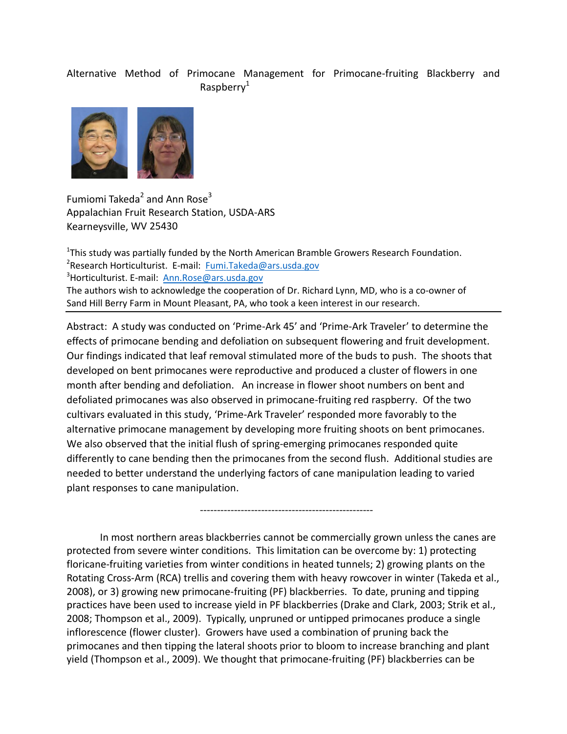# Alternative Method of Primocane Management for Primocane-fruiting Blackberry and Raspberry[1]

Fumiomi Takeda[2] and Ann Rose[3]
Appalachian Fruit Research Station, USDA-ARS
Kearneysville, WV 25430

[1]This study was partially funded by the North American Bramble Growers Research Foundation.
[2]Research Horticulturist. E-mail: Fumi.Takeda@ars.usda.gov
[3]Horticulturist. E-mail: Ann.Rose@ars.usda.gov
The authors wish to acknowledge the cooperation of Dr. Richard Lynn, MD, who is a co-owner of Sand Hill Berry Farm in Mount Pleasant, PA, who took a keen interest in our research.

---

Abstract: A study was conducted on 'Prime-Ark 45' and 'Prime-Ark Traveler' to determine the effects of primocane bending and defoliation on subsequent flowering and fruit development. Our findings indicated that leaf removal stimulated more of the buds to push. The shoots that developed on bent primocanes were reproductive and produced a cluster of flowers in one month after bending and defoliation. An increase in flower shoot numbers on bent and defoliated primocanes was also observed in primocane-fruiting red raspberry. Of the two cultivars evaluated in this study, 'Prime-Ark Traveler' responded more favorably to the alternative primocane management by developing more fruiting shoots on bent primocanes. We also observed that the initial flush of spring-emerging primocanes responded quite differently to cane bending then the primocanes from the second flush. Additional studies are needed to better understand the underlying factors of cane manipulation leading to varied plant responses to cane manipulation.

--------------------------------------------------

In most northern areas blackberries cannot be commercially grown unless the canes are protected from severe winter conditions. This limitation can be overcome by: 1) protecting floricane-fruiting varieties from winter conditions in heated tunnels; 2) growing plants on the Rotating Cross-Arm (RCA) trellis and covering them with heavy rowcover in winter (Takeda et al., 2008), or 3) growing new primocane-fruiting (PF) blackberries. To date, pruning and tipping practices have been used to increase yield in PF blackberries (Drake and Clark, 2003; Strik et al., 2008; Thompson et al., 2009). Typically, unpruned or untipped primocanes produce a single inflorescence (flower cluster). Growers have used a combination of pruning back the primocanes and then tipping the lateral shoots prior to bloom to increase branching and plant yield (Thompson et al., 2009). We thought that primocane-fruiting (PF) blackberries can be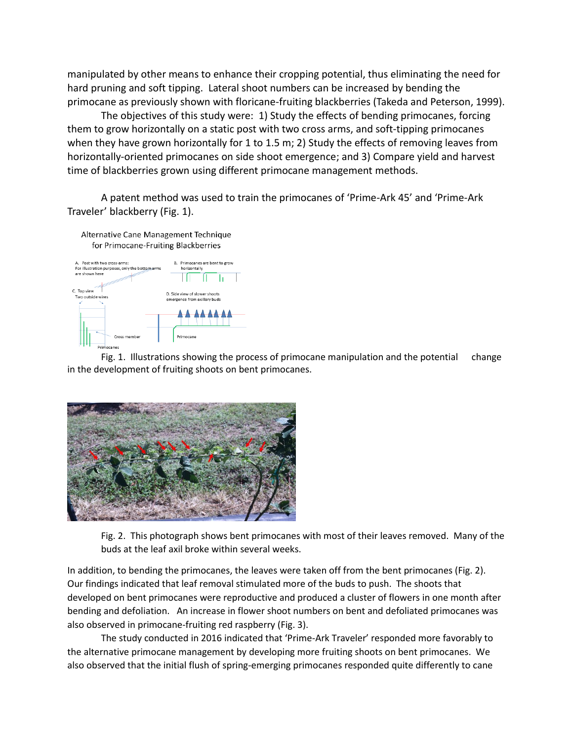manipulated by other means to enhance their cropping potential, thus eliminating the need for hard pruning and soft tipping. Lateral shoot numbers can be increased by bending the primocane as previously shown with floricane-fruiting blackberries (Takeda and Peterson, 1999).

The objectives of this study were: 1) Study the effects of bending primocanes, forcing them to grow horizontally on a static post with two cross arms, and soft-tipping primocanes when they have grown horizontally for 1 to 1.5 m; 2) Study the effects of removing leaves from horizontally-oriented primocanes on side shoot emergence; and 3) Compare yield and harvest time of blackberries grown using different primocane management methods.

A patent method was used to train the primocanes of 'Prime-Ark 45' and 'Prime-Ark Traveler' blackberry (Fig. 1).

Alternative Cane Management Technique for Primocane-Fruiting Blackberries

A. Post with two cross-arms: For illustration purposes, only the bottom arms are shown here

B. Primocanes are bent to grow horizontally

C. Top view Two outside wires

Cross member

Primocanes

D. Side view of slower shoots emergence from axillary buds

Primocane

Fig. 1. Illustrations showing the process of primocane manipulation and the potential change in the development of fruiting shoots on bent primocanes.

Fig. 2. This photograph shows bent primocanes with most of their leaves removed. Many of the buds at the leaf axil broke within several weeks.

In addition, to bending the primocanes, the leaves were taken off from the bent primocanes (Fig. 2). Our findings indicated that leaf removal stimulated more of the buds to push. The shoots that developed on bent primocanes were reproductive and produced a cluster of flowers in one month after bending and defoliation. An increase in flower shoot numbers on bent and defoliated primocanes was also observed in primocane-fruiting red raspberry (Fig. 3).

The study conducted in 2016 indicated that 'Prime-Ark Traveler' responded more favorably to the alternative primocane management by developing more fruiting shoots on bent primocanes. We also observed that the initial flush of spring-emerging primocanes responded quite differently to cane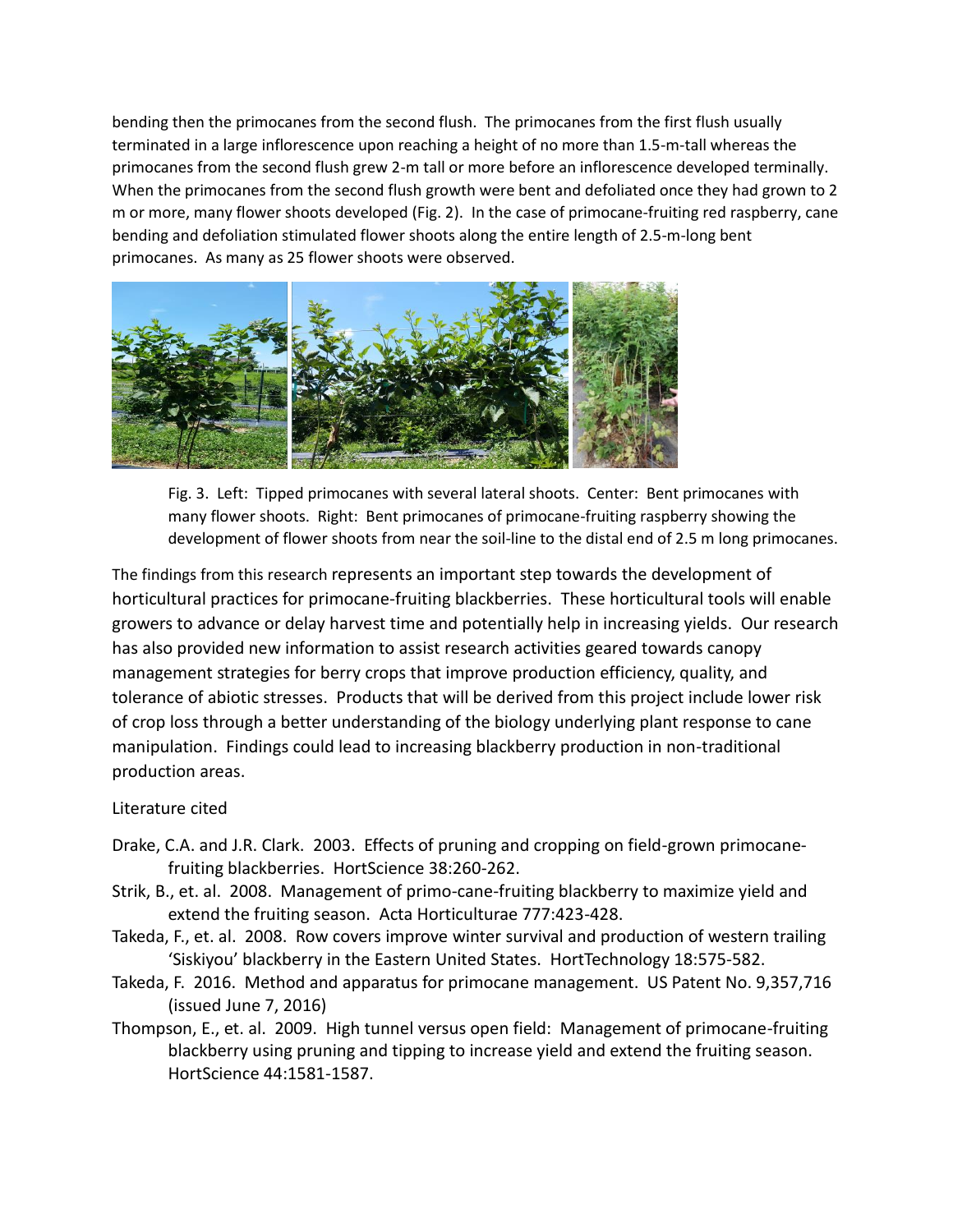bending then the primocanes from the second flush. The primocanes from the first flush usually terminated in a large inflorescence upon reaching a height of no more than 1.5-m-tall whereas the primocanes from the second flush grew 2-m tall or more before an inflorescence developed terminally. When the primocanes from the second flush growth were bent and defoliated once they had grown to 2 m or more, many flower shoots developed (Fig. 2). In the case of primocane-fruiting red raspberry, cane bending and defoliation stimulated flower shoots along the entire length of 2.5-m-long bent primocanes. As many as 25 flower shoots were observed.

Fig. 3. Left: Tipped primocanes with several lateral shoots. Center: Bent primocanes with many flower shoots. Right: Bent primocanes of primocane-fruiting raspberry showing the development of flower shoots from near the soil-line to the distal end of 2.5 m long primocanes.

The findings from this research represents an important step towards the development of horticultural practices for primocane-fruiting blackberries. These horticultural tools will enable growers to advance or delay harvest time and potentially help in increasing yields. Our research has also provided new information to assist research activities geared towards canopy management strategies for berry crops that improve production efficiency, quality, and tolerance of abiotic stresses. Products that will be derived from this project include lower risk of crop loss through a better understanding of the biology underlying plant response to cane manipulation. Findings could lead to increasing blackberry production in non-traditional production areas.

Literature cited

Drake, C.A. and J.R. Clark. 2003. Effects of pruning and cropping on field-grown primocane-fruiting blackberries. HortScience 38:260-262.

Strik, B., et. al. 2008. Management of primo-cane-fruiting blackberry to maximize yield and extend the fruiting season. Acta Horticulturae 777:423-428.

Takeda, F., et. al. 2008. Row covers improve winter survival and production of western trailing 'Siskiyou' blackberry in the Eastern United States. HortTechnology 18:575-582.

Takeda, F. 2016. Method and apparatus for primocane management. US Patent No. 9,357,716 (issued June 7, 2016)

Thompson, E., et. al. 2009. High tunnel versus open field: Management of primocane-fruiting blackberry using pruning and tipping to increase yield and extend the fruiting season. HortScience 44:1581-1587.